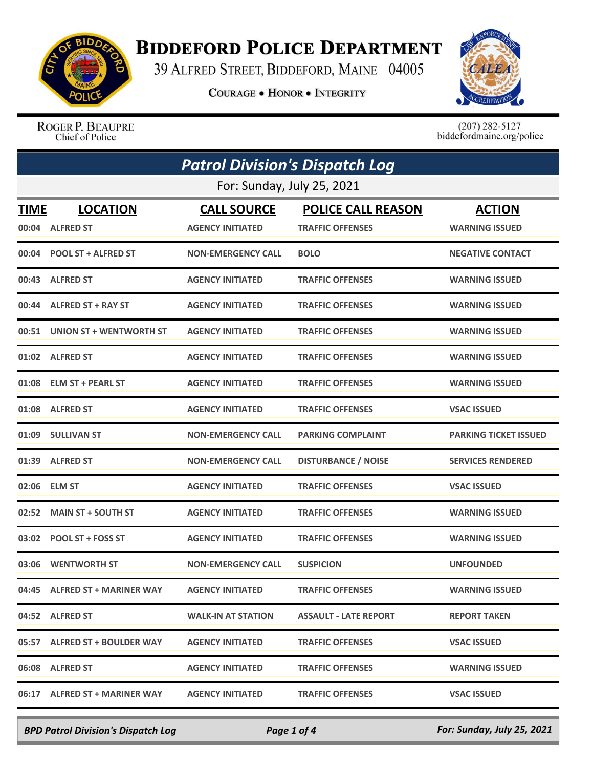# Biddeford Police Department

39 Alfred Street, Biddeford, Maine 04005

Courage • Honor • Integrity

Roger P. Beaupre
Chief of Police

(207) 282-5127
biddefordmaine.org/police

## *Patrol Division's Dispatch Log*

For: Sunday, July 25, 2021

| TIME | LOCATION | CALL SOURCE | POLICE CALL REASON | ACTION |
|---|---|---|---|---|
| 00:04 | ALFRED ST | AGENCY INITIATED | TRAFFIC OFFENSES | WARNING ISSUED |
| 00:04 | POOL ST + ALFRED ST | NON-EMERGENCY CALL | BOLO | NEGATIVE CONTACT |
| 00:43 | ALFRED ST | AGENCY INITIATED | TRAFFIC OFFENSES | WARNING ISSUED |
| 00:44 | ALFRED ST + RAY ST | AGENCY INITIATED | TRAFFIC OFFENSES | WARNING ISSUED |
| 00:51 | UNION ST + WENTWORTH ST | AGENCY INITIATED | TRAFFIC OFFENSES | WARNING ISSUED |
| 01:02 | ALFRED ST | AGENCY INITIATED | TRAFFIC OFFENSES | WARNING ISSUED |
| 01:08 | ELM ST + PEARL ST | AGENCY INITIATED | TRAFFIC OFFENSES | WARNING ISSUED |
| 01:08 | ALFRED ST | AGENCY INITIATED | TRAFFIC OFFENSES | VSAC ISSUED |
| 01:09 | SULLIVAN ST | NON-EMERGENCY CALL | PARKING COMPLAINT | PARKING TICKET ISSUED |
| 01:39 | ALFRED ST | NON-EMERGENCY CALL | DISTURBANCE / NOISE | SERVICES RENDERED |
| 02:06 | ELM ST | AGENCY INITIATED | TRAFFIC OFFENSES | VSAC ISSUED |
| 02:52 | MAIN ST + SOUTH ST | AGENCY INITIATED | TRAFFIC OFFENSES | WARNING ISSUED |
| 03:02 | POOL ST + FOSS ST | AGENCY INITIATED | TRAFFIC OFFENSES | WARNING ISSUED |
| 03:06 | WENTWORTH ST | NON-EMERGENCY CALL | SUSPICION | UNFOUNDED |
| 04:45 | ALFRED ST + MARINER WAY | AGENCY INITIATED | TRAFFIC OFFENSES | WARNING ISSUED |
| 04:52 | ALFRED ST | WALK-IN AT STATION | ASSAULT - LATE REPORT | REPORT TAKEN |
| 05:57 | ALFRED ST + BOULDER WAY | AGENCY INITIATED | TRAFFIC OFFENSES | VSAC ISSUED |
| 06:08 | ALFRED ST | AGENCY INITIATED | TRAFFIC OFFENSES | WARNING ISSUED |
| 06:17 | ALFRED ST + MARINER WAY | AGENCY INITIATED | TRAFFIC OFFENSES | VSAC ISSUED |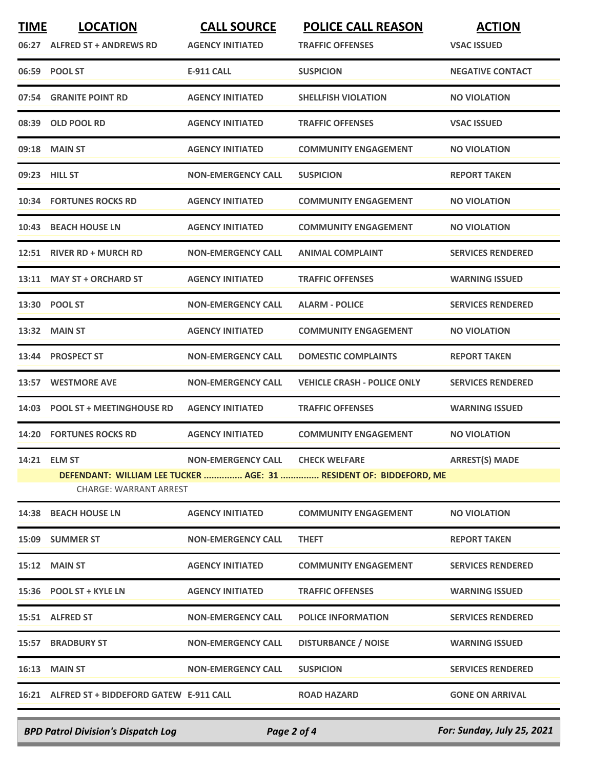| TIME | LOCATION | CALL SOURCE | POLICE CALL REASON | ACTION |
|---|---|---|---|---|
| 06:27 | ALFRED ST + ANDREWS RD | AGENCY INITIATED | TRAFFIC OFFENSES | VSAC ISSUED |
| 06:59 | POOL ST | E-911 CALL | SUSPICION | NEGATIVE CONTACT |
| 07:54 | GRANITE POINT RD | AGENCY INITIATED | SHELLFISH VIOLATION | NO VIOLATION |
| 08:39 | OLD POOL RD | AGENCY INITIATED | TRAFFIC OFFENSES | VSAC ISSUED |
| 09:18 | MAIN ST | AGENCY INITIATED | COMMUNITY ENGAGEMENT | NO VIOLATION |
| 09:23 | HILL ST | NON-EMERGENCY CALL | SUSPICION | REPORT TAKEN |
| 10:34 | FORTUNES ROCKS RD | AGENCY INITIATED | COMMUNITY ENGAGEMENT | NO VIOLATION |
| 10:43 | BEACH HOUSE LN | AGENCY INITIATED | COMMUNITY ENGAGEMENT | NO VIOLATION |
| 12:51 | RIVER RD + MURCH RD | NON-EMERGENCY CALL | ANIMAL COMPLAINT | SERVICES RENDERED |
| 13:11 | MAY ST + ORCHARD ST | AGENCY INITIATED | TRAFFIC OFFENSES | WARNING ISSUED |
| 13:30 | POOL ST | NON-EMERGENCY CALL | ALARM - POLICE | SERVICES RENDERED |
| 13:32 | MAIN ST | AGENCY INITIATED | COMMUNITY ENGAGEMENT | NO VIOLATION |
| 13:44 | PROSPECT ST | NON-EMERGENCY CALL | DOMESTIC COMPLAINTS | REPORT TAKEN |
| 13:57 | WESTMORE AVE | NON-EMERGENCY CALL | VEHICLE CRASH - POLICE ONLY | SERVICES RENDERED |
| 14:03 | POOL ST + MEETINGHOUSE RD | AGENCY INITIATED | TRAFFIC OFFENSES | WARNING ISSUED |
| 14:20 | FORTUNES ROCKS RD | AGENCY INITIATED | COMMUNITY ENGAGEMENT | NO VIOLATION |
| 14:21 | ELM ST | NON-EMERGENCY CALL | CHECK WELFARE | ARREST(S) MADE |
| | DEFENDANT: WILLIAM LEE TUCKER ............... AGE: 31 ............... RESIDENT OF: BIDDEFORD, ME | | | |
| | CHARGE: WARRANT ARREST | | | |
| 14:38 | BEACH HOUSE LN | AGENCY INITIATED | COMMUNITY ENGAGEMENT | NO VIOLATION |
| 15:09 | SUMMER ST | NON-EMERGENCY CALL | THEFT | REPORT TAKEN |
| 15:12 | MAIN ST | AGENCY INITIATED | COMMUNITY ENGAGEMENT | SERVICES RENDERED |
| 15:36 | POOL ST + KYLE LN | AGENCY INITIATED | TRAFFIC OFFENSES | WARNING ISSUED |
| 15:51 | ALFRED ST | NON-EMERGENCY CALL | POLICE INFORMATION | SERVICES RENDERED |
| 15:57 | BRADBURY ST | NON-EMERGENCY CALL | DISTURBANCE / NOISE | WARNING ISSUED |
| 16:13 | MAIN ST | NON-EMERGENCY CALL | SUSPICION | SERVICES RENDERED |
| 16:21 | ALFRED ST + BIDDEFORD GATEW | E-911 CALL | ROAD HAZARD | GONE ON ARRIVAL |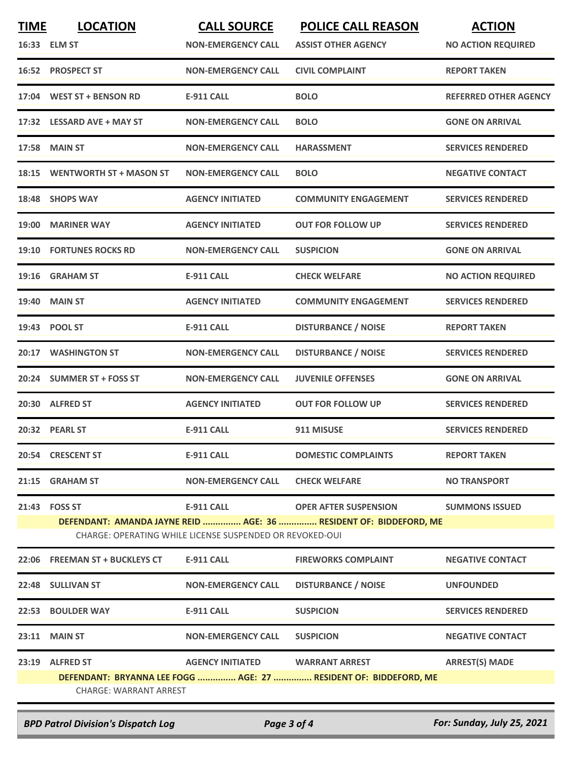| TIME | LOCATION | CALL SOURCE | POLICE CALL REASON | ACTION |
|---|---|---|---|---|
| 16:33 | ELM ST | NON-EMERGENCY CALL | ASSIST OTHER AGENCY | NO ACTION REQUIRED |
| 16:52 | PROSPECT ST | NON-EMERGENCY CALL | CIVIL COMPLAINT | REPORT TAKEN |
| 17:04 | WEST ST + BENSON RD | E-911 CALL | BOLO | REFERRED OTHER AGENCY |
| 17:32 | LESSARD AVE + MAY ST | NON-EMERGENCY CALL | BOLO | GONE ON ARRIVAL |
| 17:58 | MAIN ST | NON-EMERGENCY CALL | HARASSMENT | SERVICES RENDERED |
| 18:15 | WENTWORTH ST + MASON ST | NON-EMERGENCY CALL | BOLO | NEGATIVE CONTACT |
| 18:48 | SHOPS WAY | AGENCY INITIATED | COMMUNITY ENGAGEMENT | SERVICES RENDERED |
| 19:00 | MARINER WAY | AGENCY INITIATED | OUT FOR FOLLOW UP | SERVICES RENDERED |
| 19:10 | FORTUNES ROCKS RD | NON-EMERGENCY CALL | SUSPICION | GONE ON ARRIVAL |
| 19:16 | GRAHAM ST | E-911 CALL | CHECK WELFARE | NO ACTION REQUIRED |
| 19:40 | MAIN ST | AGENCY INITIATED | COMMUNITY ENGAGEMENT | SERVICES RENDERED |
| 19:43 | POOL ST | E-911 CALL | DISTURBANCE / NOISE | REPORT TAKEN |
| 20:17 | WASHINGTON ST | NON-EMERGENCY CALL | DISTURBANCE / NOISE | SERVICES RENDERED |
| 20:24 | SUMMER ST + FOSS ST | NON-EMERGENCY CALL | JUVENILE OFFENSES | GONE ON ARRIVAL |
| 20:30 | ALFRED ST | AGENCY INITIATED | OUT FOR FOLLOW UP | SERVICES RENDERED |
| 20:32 | PEARL ST | E-911 CALL | 911 MISUSE | SERVICES RENDERED |
| 20:54 | CRESCENT ST | E-911 CALL | DOMESTIC COMPLAINTS | REPORT TAKEN |
| 21:15 | GRAHAM ST | NON-EMERGENCY CALL | CHECK WELFARE | NO TRANSPORT |
| 21:43 | FOSS ST | E-911 CALL | OPER AFTER SUSPENSION | SUMMONS ISSUED |
| | DEFENDANT: AMANDA JAYNE REID ............... AGE: 36 ............... RESIDENT OF: BIDDEFORD, ME | | | |
| | CHARGE: OPERATING WHILE LICENSE SUSPENDED OR REVOKED-OUI | | | |
| 22:06 | FREEMAN ST + BUCKLEYS CT | E-911 CALL | FIREWORKS COMPLAINT | NEGATIVE CONTACT |
| 22:48 | SULLIVAN ST | NON-EMERGENCY CALL | DISTURBANCE / NOISE | UNFOUNDED |
| 22:53 | BOULDER WAY | E-911 CALL | SUSPICION | SERVICES RENDERED |
| 23:11 | MAIN ST | NON-EMERGENCY CALL | SUSPICION | NEGATIVE CONTACT |
| 23:19 | ALFRED ST | AGENCY INITIATED | WARRANT ARREST | ARREST(S) MADE |
| | DEFENDANT: BRYANNA LEE FOGG ............... AGE: 27 ............... RESIDENT OF: BIDDEFORD, ME | | | |
| | CHARGE: WARRANT ARREST | | | |

*BPD Patrol Division's Dispatch Log* — *For: Sunday, July 25, 2021*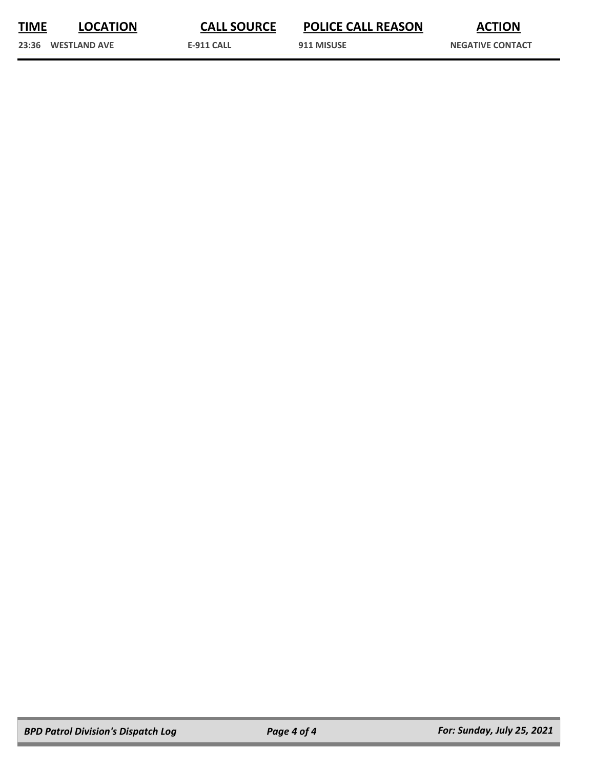| TIME | LOCATION | CALL SOURCE | POLICE CALL REASON | ACTION |
|---|---|---|---|---|
| 23:36 | WESTLAND AVE | E-911 CALL | 911 MISUSE | NEGATIVE CONTACT |